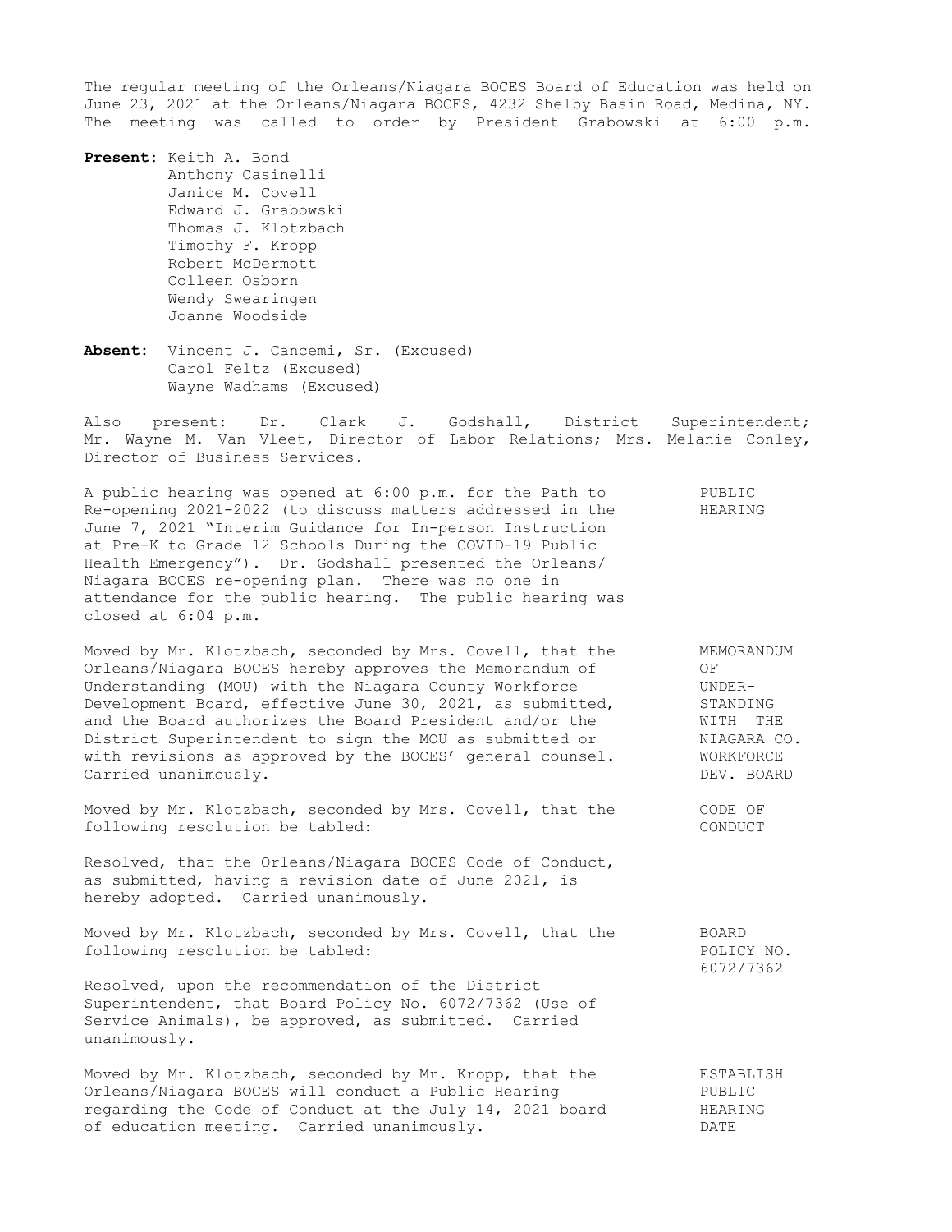The regular meeting of the Orleans/Niagara BOCES Board of Education was held on June 23, 2021 at the Orleans/Niagara BOCES, 4232 Shelby Basin Road, Medina, NY. The meeting was called to order by President Grabowski at 6:00 p.m.

**Present:** Keith A. Bond
Anthony Casinelli
Janice M. Covell
Edward J. Grabowski
Thomas J. Klotzbach
Timothy F. Kropp
Robert McDermott
Colleen Osborn
Wendy Swearingen
Joanne Woodside

**Absent:** Vincent J. Cancemi, Sr. (Excused)
Carol Feltz (Excused)
Wayne Wadhams (Excused)

Also present: Dr. Clark J. Godshall, District Superintendent; Mr. Wayne M. Van Vleet, Director of Labor Relations; Mrs. Melanie Conley, Director of Business Services.

PUBLIC HEARING

A public hearing was opened at 6:00 p.m. for the Path to Re-opening 2021-2022 (to discuss matters addressed in the June 7, 2021 "Interim Guidance for In-person Instruction at Pre-K to Grade 12 Schools During the COVID-19 Public Health Emergency"). Dr. Godshall presented the Orleans/Niagara BOCES re-opening plan. There was no one in attendance for the public hearing. The public hearing was closed at 6:04 p.m.

MEMORANDUM OF UNDERSTANDING WITH THE NIAGARA CO. WORKFORCE DEV. BOARD

Moved by Mr. Klotzbach, seconded by Mrs. Covell, that the Orleans/Niagara BOCES hereby approves the Memorandum of Understanding (MOU) with the Niagara County Workforce Development Board, effective June 30, 2021, as submitted, and the Board authorizes the Board President and/or the District Superintendent to sign the MOU as submitted or with revisions as approved by the BOCES' general counsel. Carried unanimously.

CODE OF CONDUCT

Moved by Mr. Klotzbach, seconded by Mrs. Covell, that the following resolution be tabled:

Resolved, that the Orleans/Niagara BOCES Code of Conduct, as submitted, having a revision date of June 2021, is hereby adopted. Carried unanimously.

BOARD POLICY NO. 6072/7362

Moved by Mr. Klotzbach, seconded by Mrs. Covell, that the following resolution be tabled:

Resolved, upon the recommendation of the District Superintendent, that Board Policy No. 6072/7362 (Use of Service Animals), be approved, as submitted. Carried unanimously.

ESTABLISH PUBLIC HEARING DATE

Moved by Mr. Klotzbach, seconded by Mr. Kropp, that the Orleans/Niagara BOCES will conduct a Public Hearing regarding the Code of Conduct at the July 14, 2021 board of education meeting. Carried unanimously.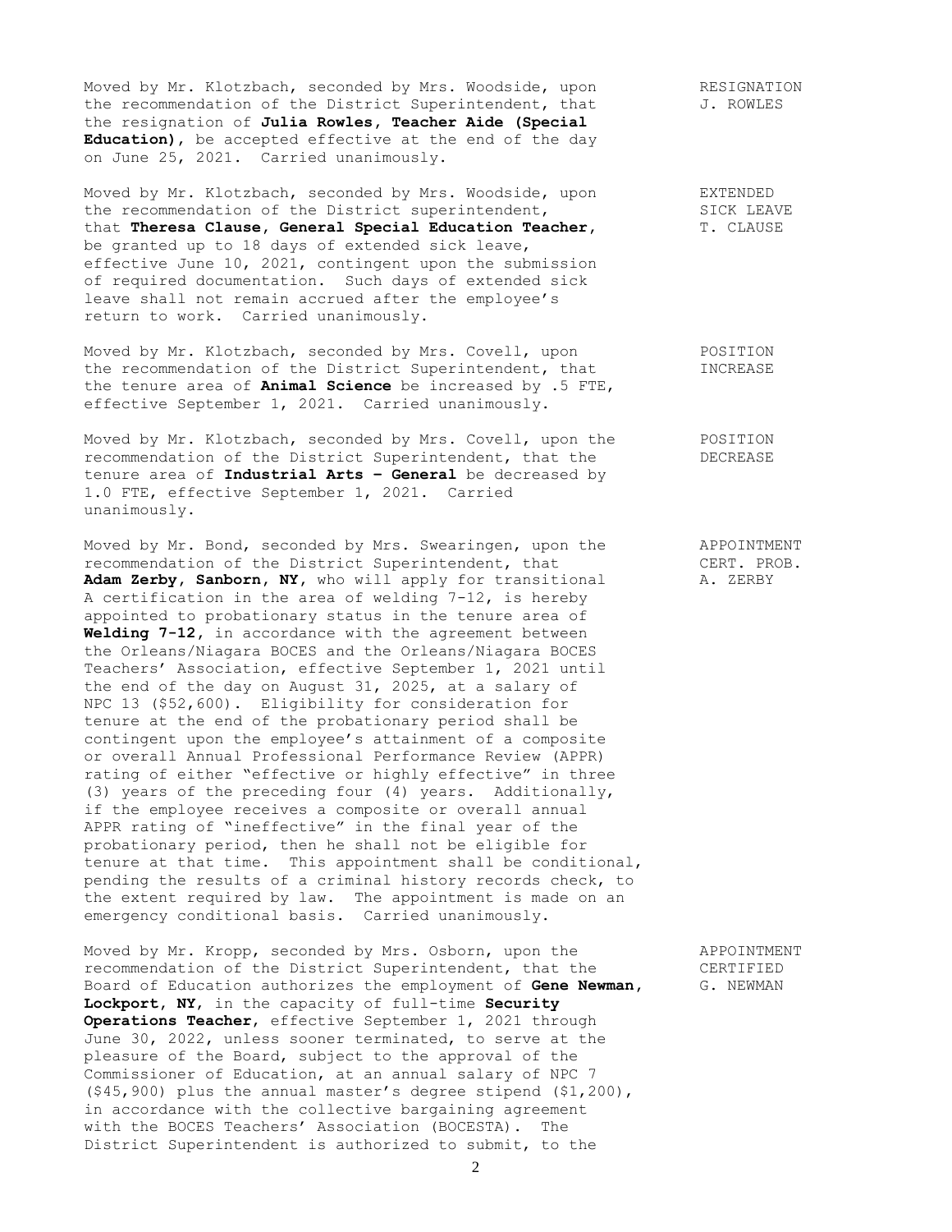Moved by Mr. Klotzbach, seconded by Mrs. Woodside, upon the recommendation of the District Superintendent, that the resignation of **Julia Rowles, Teacher Aide (Special Education)**, be accepted effective at the end of the day on June 25, 2021. Carried unanimously.

RESIGNATION
J. ROWLES

Moved by Mr. Klotzbach, seconded by Mrs. Woodside, upon the recommendation of the District superintendent, that **Theresa Clause, General Special Education Teacher**, be granted up to 18 days of extended sick leave, effective June 10, 2021, contingent upon the submission of required documentation. Such days of extended sick leave shall not remain accrued after the employee's return to work. Carried unanimously.

EXTENDED
SICK LEAVE
T. CLAUSE

Moved by Mr. Klotzbach, seconded by Mrs. Covell, upon the recommendation of the District Superintendent, that the tenure area of **Animal Science** be increased by .5 FTE, effective September 1, 2021. Carried unanimously.

POSITION
INCREASE

Moved by Mr. Klotzbach, seconded by Mrs. Covell, upon the recommendation of the District Superintendent, that the tenure area of **Industrial Arts – General** be decreased by 1.0 FTE, effective September 1, 2021. Carried unanimously.

POSITION
DECREASE

Moved by Mr. Bond, seconded by Mrs. Swearingen, upon the recommendation of the District Superintendent, that **Adam Zerby, Sanborn, NY**, who will apply for transitional A certification in the area of welding 7-12, is hereby appointed to probationary status in the tenure area of **Welding 7-12**, in accordance with the agreement between the Orleans/Niagara BOCES and the Orleans/Niagara BOCES Teachers' Association, effective September 1, 2021 until the end of the day on August 31, 2025, at a salary of NPC 13 ($52,600). Eligibility for consideration for tenure at the end of the probationary period shall be contingent upon the employee's attainment of a composite or overall Annual Professional Performance Review (APPR) rating of either "effective or highly effective" in three (3) years of the preceding four (4) years. Additionally, if the employee receives a composite or overall annual APPR rating of "ineffective" in the final year of the probationary period, then he shall not be eligible for tenure at that time. This appointment shall be conditional, pending the results of a criminal history records check, to the extent required by law. The appointment is made on an emergency conditional basis. Carried unanimously.

APPOINTMENT
CERT. PROB.
A. ZERBY

Moved by Mr. Kropp, seconded by Mrs. Osborn, upon the recommendation of the District Superintendent, that the Board of Education authorizes the employment of **Gene Newman, Lockport, NY**, in the capacity of full-time **Security Operations Teacher**, effective September 1, 2021 through June 30, 2022, unless sooner terminated, to serve at the pleasure of the Board, subject to the approval of the Commissioner of Education, at an annual salary of NPC 7 ($45,900) plus the annual master's degree stipend ($1,200), in accordance with the collective bargaining agreement with the BOCES Teachers' Association (BOCESTA). The District Superintendent is authorized to submit, to the

APPOINTMENT
CERTIFIED
G. NEWMAN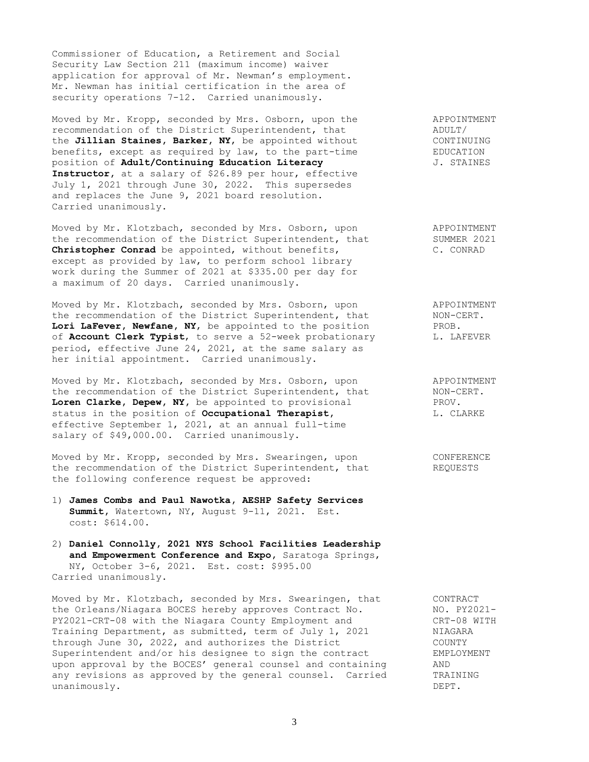Commissioner of Education, a Retirement and Social Security Law Section 211 (maximum income) waiver application for approval of Mr. Newman's employment. Mr. Newman has initial certification in the area of security operations 7-12. Carried unanimously.

APPOINTMENT ADULT/ CONTINUING EDUCATION J. STAINES

Moved by Mr. Kropp, seconded by Mrs. Osborn, upon the recommendation of the District Superintendent, that the **Jillian Staines, Barker, NY**, be appointed without benefits, except as required by law, to the part-time position of **Adult/Continuing Education Literacy Instructor**, at a salary of $26.89 per hour, effective July 1, 2021 through June 30, 2022. This supersedes and replaces the June 9, 2021 board resolution. Carried unanimously.

APPOINTMENT SUMMER 2021 C. CONRAD

Moved by Mr. Klotzbach, seconded by Mrs. Osborn, upon the recommendation of the District Superintendent, that **Christopher Conrad** be appointed, without benefits, except as provided by law, to perform school library work during the Summer of 2021 at $335.00 per day for a maximum of 20 days. Carried unanimously.

APPOINTMENT NON-CERT. PROB. L. LAFEVER

Moved by Mr. Klotzbach, seconded by Mrs. Osborn, upon the recommendation of the District Superintendent, that **Lori LaFever, Newfane, NY**, be appointed to the position of **Account Clerk Typist**, to serve a 52-week probationary period, effective June 24, 2021, at the same salary as her initial appointment. Carried unanimously.

APPOINTMENT NON-CERT. PROV. L. CLARKE

Moved by Mr. Klotzbach, seconded by Mrs. Osborn, upon the recommendation of the District Superintendent, that **Loren Clarke, Depew, NY**, be appointed to provisional status in the position of **Occupational Therapist**, effective September 1, 2021, at an annual full-time salary of $49,000.00. Carried unanimously.

CONFERENCE REQUESTS

Moved by Mr. Kropp, seconded by Mrs. Swearingen, upon the recommendation of the District Superintendent, that the following conference request be approved:

1) **James Combs and Paul Nawotka, AESHP Safety Services Summit**, Watertown, NY, August 9-11, 2021. Est. cost: $614.00.

2) **Daniel Connolly, 2021 NYS School Facilities Leadership and Empowerment Conference and Expo**, Saratoga Springs, NY, October 3-6, 2021. Est. cost: $995.00

Carried unanimously.

CONTRACT NO. PY2021-CRT-08 WITH NIAGARA COUNTY EMPLOYMENT AND TRAINING DEPT.

Moved by Mr. Klotzbach, seconded by Mrs. Swearingen, that the Orleans/Niagara BOCES hereby approves Contract No. PY2021-CRT-08 with the Niagara County Employment and Training Department, as submitted, term of July 1, 2021 through June 30, 2022, and authorizes the District Superintendent and/or his designee to sign the contract upon approval by the BOCES' general counsel and containing any revisions as approved by the general counsel. Carried unanimously.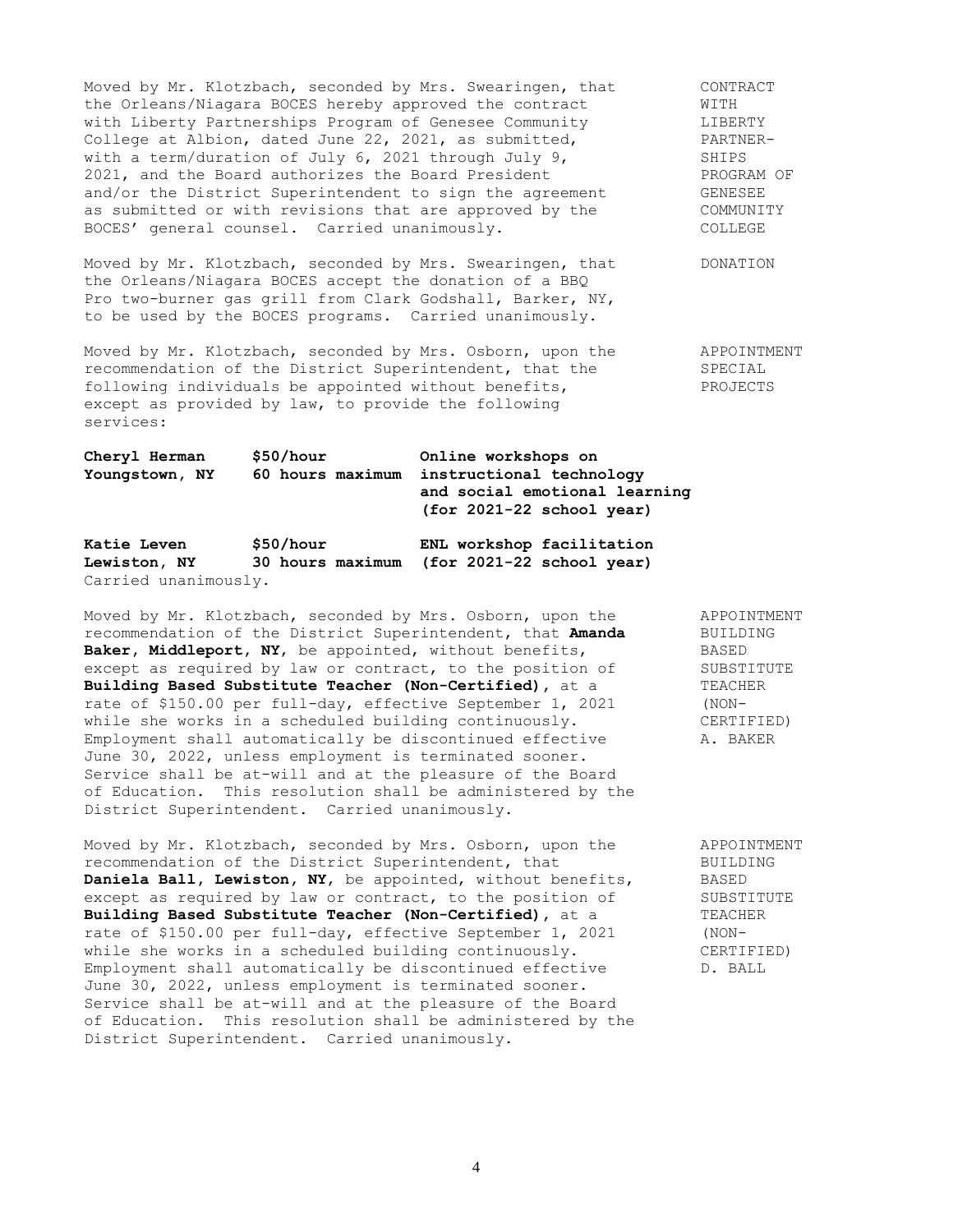Moved by Mr. Klotzbach, seconded by Mrs. Swearingen, that the Orleans/Niagara BOCES hereby approved the contract with Liberty Partnerships Program of Genesee Community College at Albion, dated June 22, 2021, as submitted, with a term/duration of July 6, 2021 through July 9, 2021, and the Board authorizes the Board President and/or the District Superintendent to sign the agreement as submitted or with revisions that are approved by the BOCES' general counsel. Carried unanimously.

CONTRACT WITH LIBERTY PARTNERSHIPS PROGRAM OF GENESEE COMMUNITY COLLEGE

Moved by Mr. Klotzbach, seconded by Mrs. Swearingen, that the Orleans/Niagara BOCES accept the donation of a BBQ Pro two-burner gas grill from Clark Godshall, Barker, NY, to be used by the BOCES programs. Carried unanimously.

DONATION

Moved by Mr. Klotzbach, seconded by Mrs. Osborn, upon the recommendation of the District Superintendent, that the following individuals be appointed without benefits, except as provided by law, to provide the following services:

APPOINTMENT SPECIAL PROJECTS

| | | |
|---|---|---|
| **Cheryl Herman Youngstown, NY** | **$50/hour 60 hours maximum** | **Online workshops on instructional technology and social emotional learning (for 2021-22 school year)** |
| **Katie Leven Lewiston, NY** | **$50/hour 30 hours maximum** | **ENL workshop facilitation (for 2021-22 school year)** |

Carried unanimously.

Moved by Mr. Klotzbach, seconded by Mrs. Osborn, upon the recommendation of the District Superintendent, that **Amanda Baker, Middleport, NY**, be appointed, without benefits, except as required by law or contract, to the position of **Building Based Substitute Teacher (Non-Certified)**, at a rate of $150.00 per full-day, effective September 1, 2021 while she works in a scheduled building continuously. Employment shall automatically be discontinued effective June 30, 2022, unless employment is terminated sooner. Service shall be at-will and at the pleasure of the Board of Education. This resolution shall be administered by the District Superintendent. Carried unanimously.

APPOINTMENT BUILDING BASED SUBSTITUTE TEACHER (NON-CERTIFIED) A. BAKER

Moved by Mr. Klotzbach, seconded by Mrs. Osborn, upon the recommendation of the District Superintendent, that **Daniela Ball, Lewiston, NY**, be appointed, without benefits, except as required by law or contract, to the position of **Building Based Substitute Teacher (Non-Certified)**, at a rate of $150.00 per full-day, effective September 1, 2021 while she works in a scheduled building continuously. Employment shall automatically be discontinued effective June 30, 2022, unless employment is terminated sooner. Service shall be at-will and at the pleasure of the Board of Education. This resolution shall be administered by the District Superintendent. Carried unanimously.

APPOINTMENT BUILDING BASED SUBSTITUTE TEACHER (NON-CERTIFIED) D. BALL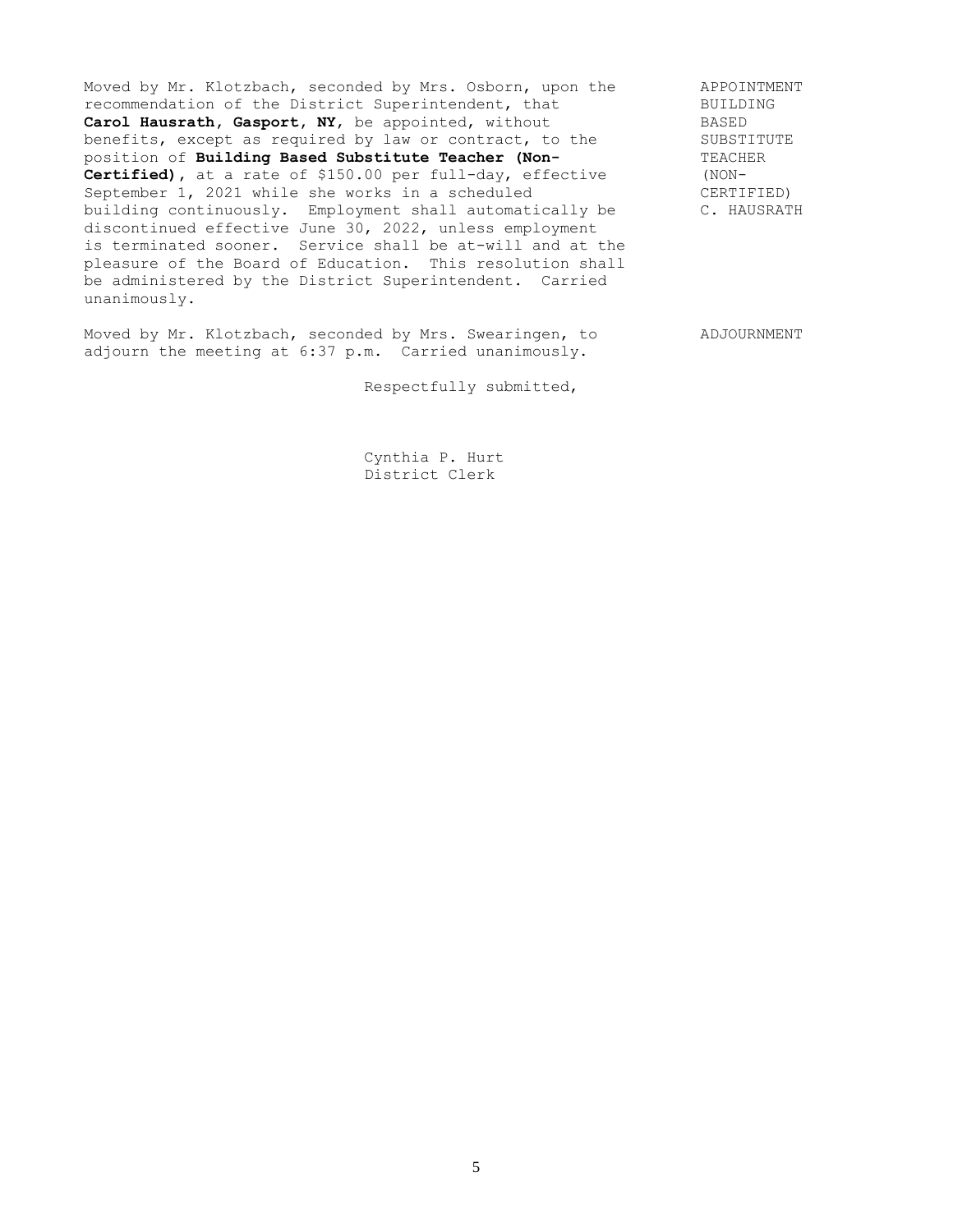**APPOINTMENT BUILDING BASED SUBSTITUTE TEACHER (NON-CERTIFIED) C. HAUSRATH**

Moved by Mr. Klotzbach, seconded by Mrs. Osborn, upon the recommendation of the District Superintendent, that **Carol Hausrath, Gasport, NY**, be appointed, without benefits, except as required by law or contract, to the position of **Building Based Substitute Teacher (Non-Certified)**, at a rate of $150.00 per full-day, effective September 1, 2021 while she works in a scheduled building continuously. Employment shall automatically be discontinued effective June 30, 2022, unless employment is terminated sooner. Service shall be at-will and at the pleasure of the Board of Education. This resolution shall be administered by the District Superintendent. Carried unanimously.

**ADJOURNMENT**

Moved by Mr. Klotzbach, seconded by Mrs. Swearingen, to adjourn the meeting at 6:37 p.m. Carried unanimously.

Respectfully submitted,

Cynthia P. Hurt
District Clerk